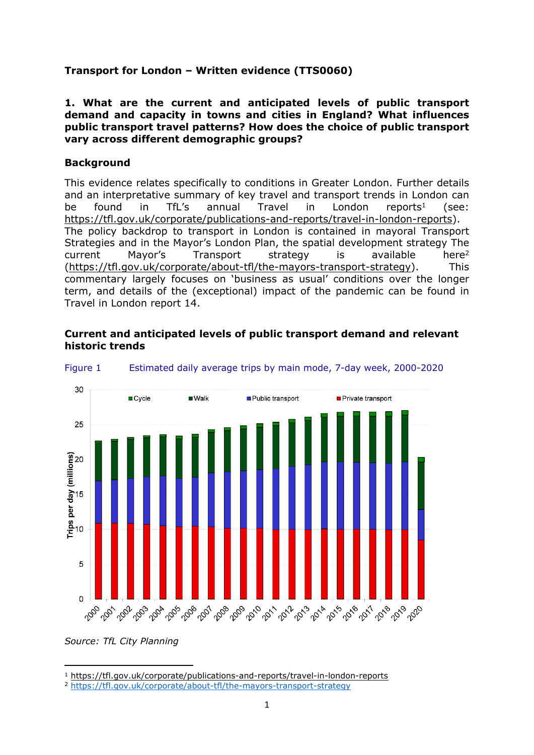**Transport for London – Written evidence (TTS0060)**

**1. What are the current and anticipated levels of public transport demand and capacity in towns and cities in England? What influences public transport travel patterns? How does the choice of public transport vary across different demographic groups?**

**Background**

This evidence relates specifically to conditions in Greater London. Further details and an interpretative summary of key travel and transport trends in London can be found in TfL's annual Travel in London reports[1] (see: https://tfl.gov.uk/corporate/publications-and-reports/travel-in-london-reports). The policy backdrop to transport in London is contained in mayoral Transport Strategies and in the Mayor's London Plan, the spatial development strategy The current Mayor's Transport strategy is available here[2] (https://tfl.gov.uk/corporate/about-tfl/the-mayors-transport-strategy). This commentary largely focuses on 'business as usual' conditions over the longer term, and details of the (exceptional) impact of the pandemic can be found in Travel in London report 14.

**Current and anticipated levels of public transport demand and relevant historic trends**

Figure 1 Estimated daily average trips by main mode, 7-day week, 2000-2020

*Source: TfL City Planning*

[1] https://tfl.gov.uk/corporate/publications-and-reports/travel-in-london-reports

[2] https://tfl.gov.uk/corporate/about-tfl/the-mayors-transport-strategy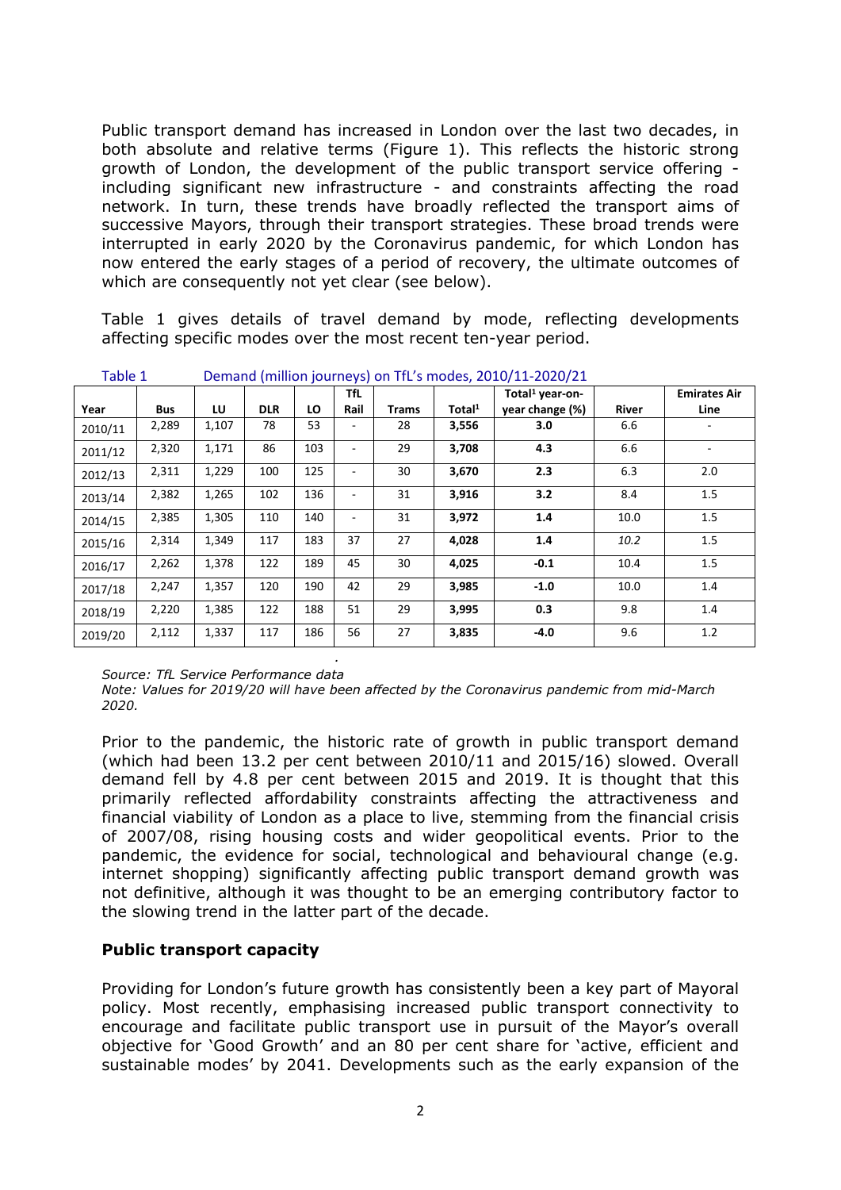Public transport demand has increased in London over the last two decades, in both absolute and relative terms (Figure 1). This reflects the historic strong growth of London, the development of the public transport service offering - including significant new infrastructure - and constraints affecting the road network. In turn, these trends have broadly reflected the transport aims of successive Mayors, through their transport strategies. These broad trends were interrupted in early 2020 by the Coronavirus pandemic, for which London has now entered the early stages of a period of recovery, the ultimate outcomes of which are consequently not yet clear (see below).

Table 1 gives details of travel demand by mode, reflecting developments affecting specific modes over the most recent ten-year period.

Table 1 Demand (million journeys) on TfL's modes, 2010/11-2020/21

| Year | Bus | LU | DLR | LO | TfL Rail | Trams | Total[1] | Total[1] year-on-year change (%) | River | Emirates Air Line |
|---|---|---|---|---|---|---|---|---|---|---|
| 2010/11 | 2,289 | 1,107 | 78 | 53 | - | 28 | **3,556** | **3.0** | 6.6 | - |
| 2011/12 | 2,320 | 1,171 | 86 | 103 | - | 29 | **3,708** | **4.3** | 6.6 | - |
| 2012/13 | 2,311 | 1,229 | 100 | 125 | - | 30 | **3,670** | **2.3** | 6.3 | 2.0 |
| 2013/14 | 2,382 | 1,265 | 102 | 136 | - | 31 | **3,916** | **3.2** | 8.4 | 1.5 |
| 2014/15 | 2,385 | 1,305 | 110 | 140 | - | 31 | **3,972** | **1.4** | 10.0 | 1.5 |
| 2015/16 | 2,314 | 1,349 | 117 | 183 | 37 | 27 | **4,028** | **1.4** | *10.2* | 1.5 |
| 2016/17 | 2,262 | 1,378 | 122 | 189 | 45 | 30 | **4,025** | **-0.1** | 10.4 | 1.5 |
| 2017/18 | 2,247 | 1,357 | 120 | 190 | 42 | 29 | **3,985** | **-1.0** | 10.0 | 1.4 |
| 2018/19 | 2,220 | 1,385 | 122 | 188 | 51 | 29 | **3,995** | **0.3** | 9.8 | 1.4 |
| 2019/20 | 2,112 | 1,337 | 117 | 186 | 56 | 27 | **3,835** | **-4.0** | 9.6 | 1.2 |

*Source: TfL Service Performance data*

*Note: Values for 2019/20 will have been affected by the Coronavirus pandemic from mid-March 2020.*

Prior to the pandemic, the historic rate of growth in public transport demand (which had been 13.2 per cent between 2010/11 and 2015/16) slowed. Overall demand fell by 4.8 per cent between 2015 and 2019. It is thought that this primarily reflected affordability constraints affecting the attractiveness and financial viability of London as a place to live, stemming from the financial crisis of 2007/08, rising housing costs and wider geopolitical events. Prior to the pandemic, the evidence for social, technological and behavioural change (e.g. internet shopping) significantly affecting public transport demand growth was not definitive, although it was thought to be an emerging contributory factor to the slowing trend in the latter part of the decade.

## Public transport capacity

Providing for London's future growth has consistently been a key part of Mayoral policy. Most recently, emphasising increased public transport connectivity to encourage and facilitate public transport use in pursuit of the Mayor's overall objective for 'Good Growth' and an 80 per cent share for 'active, efficient and sustainable modes' by 2041. Developments such as the early expansion of the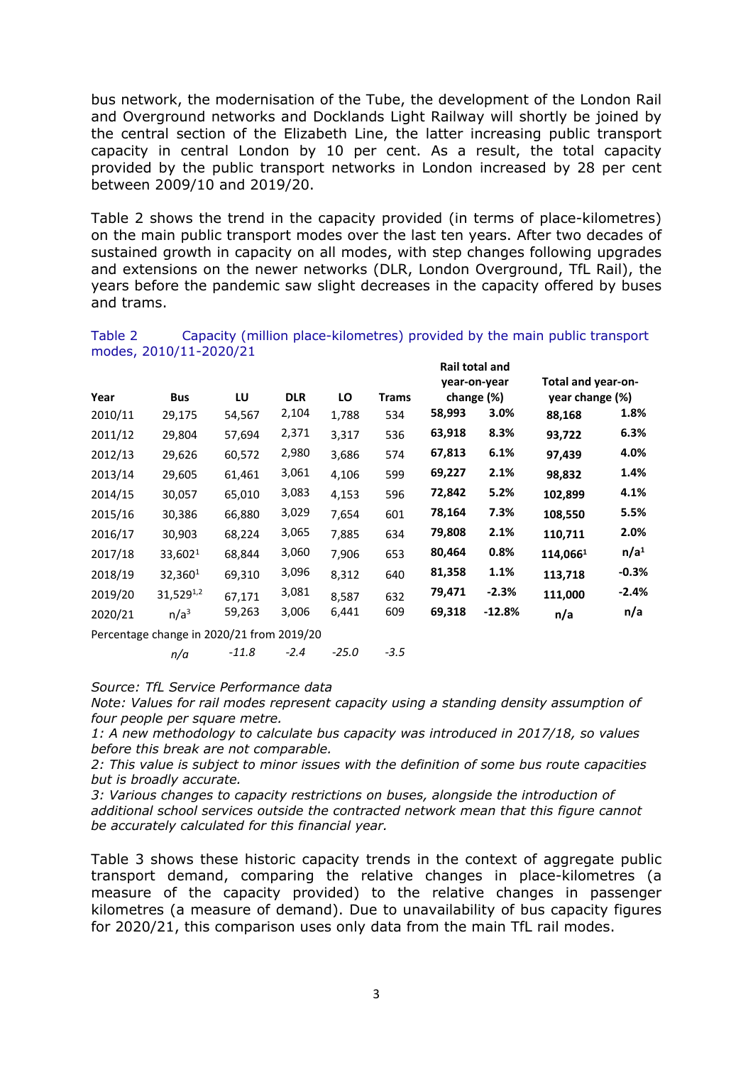bus network, the modernisation of the Tube, the development of the London Rail and Overground networks and Docklands Light Railway will shortly be joined by the central section of the Elizabeth Line, the latter increasing public transport capacity in central London by 10 per cent. As a result, the total capacity provided by the public transport networks in London increased by 28 per cent between 2009/10 and 2019/20.

Table 2 shows the trend in the capacity provided (in terms of place-kilometres) on the main public transport modes over the last ten years. After two decades of sustained growth in capacity on all modes, with step changes following upgrades and extensions on the newer networks (DLR, London Overground, TfL Rail), the years before the pandemic saw slight decreases in the capacity offered by buses and trams.

Table 2 Capacity (million place-kilometres) provided by the main public transport modes, 2010/11-2020/21

| Year | Bus | LU | DLR | LO | Trams | **Rail total and year-on-year change (%)** | | **Total and year-on-year change (%)** | |
|---|---|---|---|---|---|---|---|---|---|
| 2010/11 | 29,175 | 54,567 | 2,104 | 1,788 | 534 | **58,993** | **3.0%** | **88,168** | **1.8%** |
| 2011/12 | 29,804 | 57,694 | 2,371 | 3,317 | 536 | **63,918** | **8.3%** | **93,722** | **6.3%** |
| 2012/13 | 29,626 | 60,572 | 2,980 | 3,686 | 574 | **67,813** | **6.1%** | **97,439** | **4.0%** |
| 2013/14 | 29,605 | 61,461 | 3,061 | 4,106 | 599 | **69,227** | **2.1%** | **98,832** | **1.4%** |
| 2014/15 | 30,057 | 65,010 | 3,083 | 4,153 | 596 | **72,842** | **5.2%** | **102,899** | **4.1%** |
| 2015/16 | 30,386 | 66,880 | 3,029 | 7,654 | 601 | **78,164** | **7.3%** | **108,550** | **5.5%** |
| 2016/17 | 30,903 | 68,224 | 3,065 | 7,885 | 634 | **79,808** | **2.1%** | **110,711** | **2.0%** |
| 2017/18 | 33,602[1] | 68,844 | 3,060 | 7,906 | 653 | **80,464** | **0.8%** | **114,066[1]** | **n/a[1]** |
| 2018/19 | 32,360[1] | 69,310 | 3,096 | 8,312 | 640 | **81,358** | **1.1%** | **113,718** | **-0.3%** |
| 2019/20 | 31,529[1,2] | 67,171 | 3,081 | 8,587 | 632 | **79,471** | **-2.3%** | **111,000** | **-2.4%** |
| 2020/21 | n/a[3] | 59,263 | 3,006 | 6,441 | 609 | **69,318** | **-12.8%** | **n/a** | **n/a** |
| Percentage change in 2020/21 from 2019/20 | | | | | | | | | |
| | *n/a* | *-11.8* | *-2.4* | *-25.0* | *-3.5* | | | | |

*Source: TfL Service Performance data*

*Note: Values for rail modes represent capacity using a standing density assumption of four people per square metre.*

*1: A new methodology to calculate bus capacity was introduced in 2017/18, so values before this break are not comparable.*

*2: This value is subject to minor issues with the definition of some bus route capacities but is broadly accurate.*

*3: Various changes to capacity restrictions on buses, alongside the introduction of additional school services outside the contracted network mean that this figure cannot be accurately calculated for this financial year.*

Table 3 shows these historic capacity trends in the context of aggregate public transport demand, comparing the relative changes in place-kilometres (a measure of the capacity provided) to the relative changes in passenger kilometres (a measure of demand). Due to unavailability of bus capacity figures for 2020/21, this comparison uses only data from the main TfL rail modes.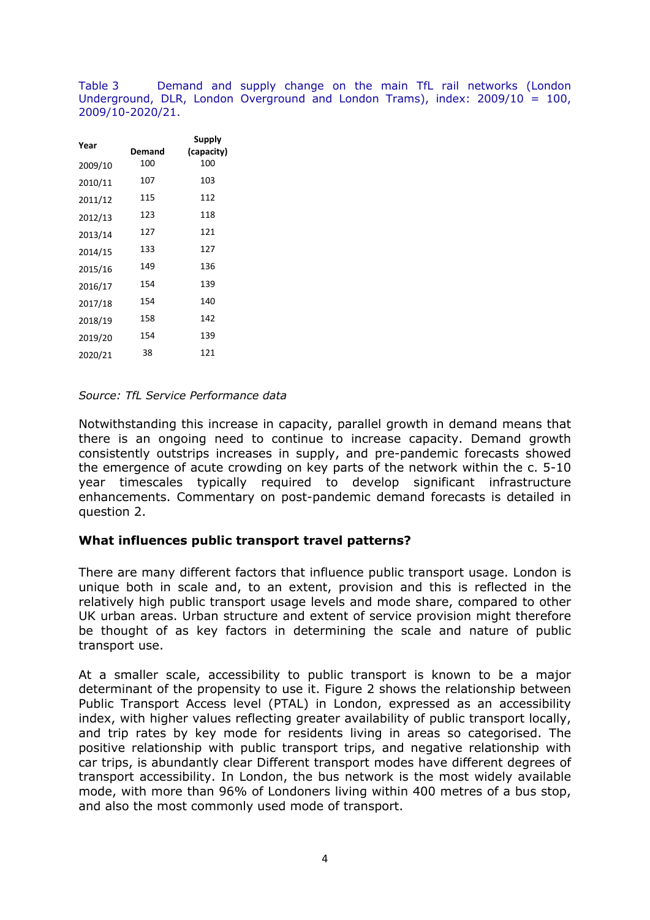Table 3 Demand and supply change on the main TfL rail networks (London Underground, DLR, London Overground and London Trams), index: 2009/10 = 100, 2009/10-2020/21.

| Year | Demand | Supply (capacity) |
|---|---|---|
| 2009/10 | 100 | 100 |
| 2010/11 | 107 | 103 |
| 2011/12 | 115 | 112 |
| 2012/13 | 123 | 118 |
| 2013/14 | 127 | 121 |
| 2014/15 | 133 | 127 |
| 2015/16 | 149 | 136 |
| 2016/17 | 154 | 139 |
| 2017/18 | 154 | 140 |
| 2018/19 | 158 | 142 |
| 2019/20 | 154 | 139 |
| 2020/21 | 38 | 121 |

*Source: TfL Service Performance data*

Notwithstanding this increase in capacity, parallel growth in demand means that there is an ongoing need to continue to increase capacity. Demand growth consistently outstrips increases in supply, and pre-pandemic forecasts showed the emergence of acute crowding on key parts of the network within the c. 5-10 year timescales typically required to develop significant infrastructure enhancements. Commentary on post-pandemic demand forecasts is detailed in question 2.

## What influences public transport travel patterns?

There are many different factors that influence public transport usage. London is unique both in scale and, to an extent, provision and this is reflected in the relatively high public transport usage levels and mode share, compared to other UK urban areas. Urban structure and extent of service provision might therefore be thought of as key factors in determining the scale and nature of public transport use.

At a smaller scale, accessibility to public transport is known to be a major determinant of the propensity to use it. Figure 2 shows the relationship between Public Transport Access level (PTAL) in London, expressed as an accessibility index, with higher values reflecting greater availability of public transport locally, and trip rates by key mode for residents living in areas so categorised. The positive relationship with public transport trips, and negative relationship with car trips, is abundantly clear Different transport modes have different degrees of transport accessibility. In London, the bus network is the most widely available mode, with more than 96% of Londoners living within 400 metres of a bus stop, and also the most commonly used mode of transport.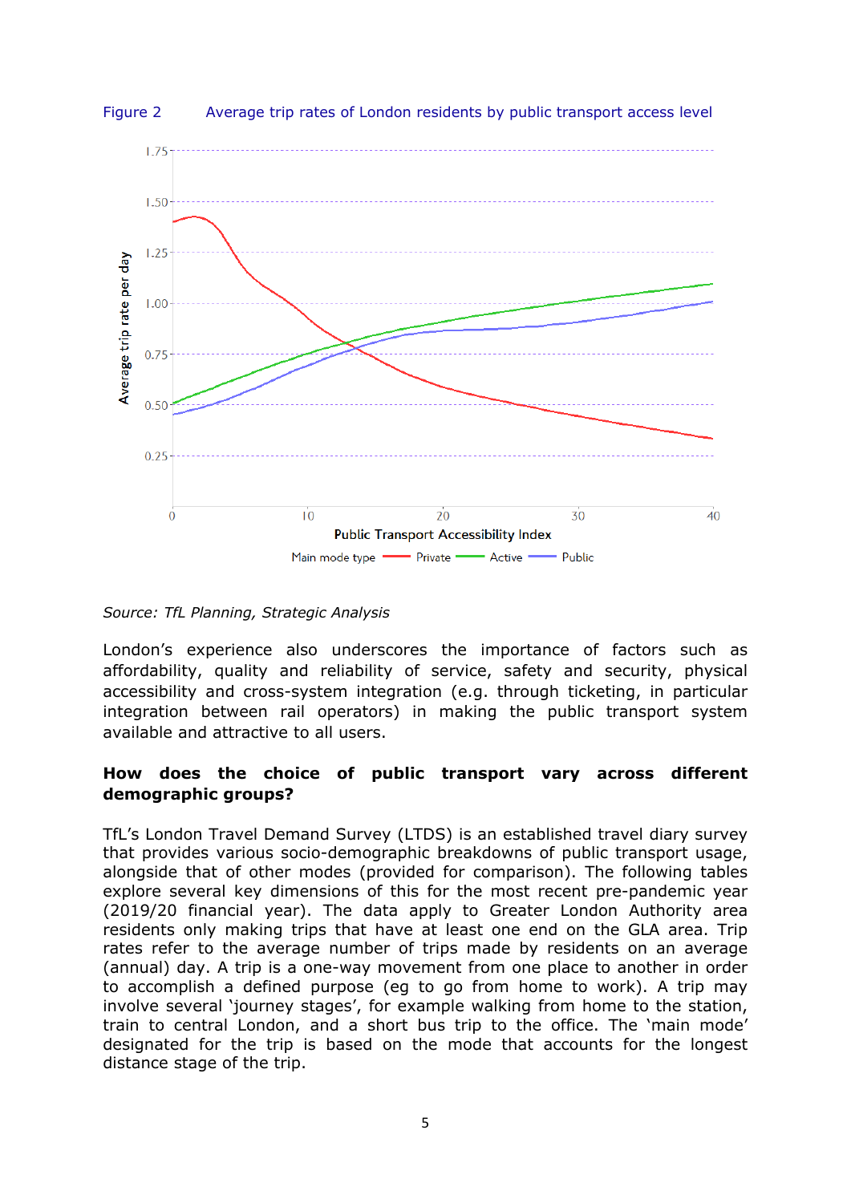Figure 2 Average trip rates of London residents by public transport access level

*Source: TfL Planning, Strategic Analysis*

London's experience also underscores the importance of factors such as affordability, quality and reliability of service, safety and security, physical accessibility and cross-system integration (e.g. through ticketing, in particular integration between rail operators) in making the public transport system available and attractive to all users.

**How does the choice of public transport vary across different demographic groups?**

TfL's London Travel Demand Survey (LTDS) is an established travel diary survey that provides various socio-demographic breakdowns of public transport usage, alongside that of other modes (provided for comparison). The following tables explore several key dimensions of this for the most recent pre-pandemic year (2019/20 financial year). The data apply to Greater London Authority area residents only making trips that have at least one end on the GLA area. Trip rates refer to the average number of trips made by residents on an average (annual) day. A trip is a one-way movement from one place to another in order to accomplish a defined purpose (eg to go from home to work). A trip may involve several 'journey stages', for example walking from home to the station, train to central London, and a short bus trip to the office. The 'main mode' designated for the trip is based on the mode that accounts for the longest distance stage of the trip.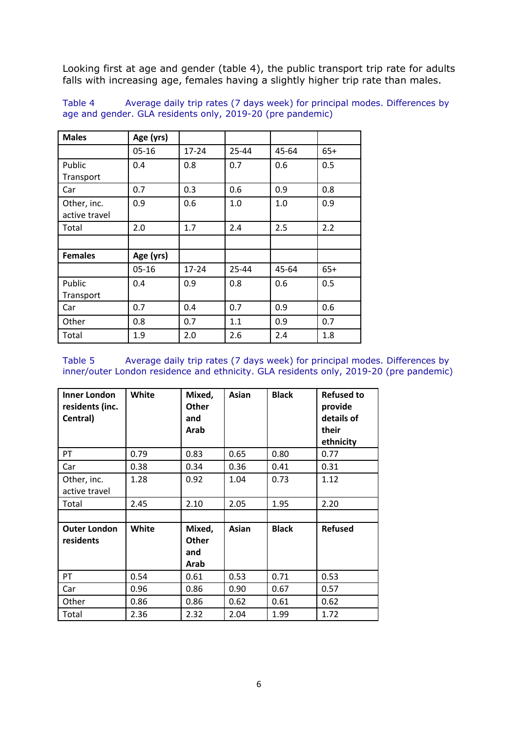Looking first at age and gender (table 4), the public transport trip rate for adults falls with increasing age, females having a slightly higher trip rate than males.

Table 4 Average daily trip rates (7 days week) for principal modes. Differences by age and gender. GLA residents only, 2019-20 (pre pandemic)

| **Males** | **Age (yrs)** | | | | |
|---|---|---|---|---|---|
| | 05-16 | 17-24 | 25-44 | 45-64 | 65+ |
| Public Transport | 0.4 | 0.8 | 0.7 | 0.6 | 0.5 |
| Car | 0.7 | 0.3 | 0.6 | 0.9 | 0.8 |
| Other, inc. active travel | 0.9 | 0.6 | 1.0 | 1.0 | 0.9 |
| Total | 2.0 | 1.7 | 2.4 | 2.5 | 2.2 |
| | | | | | |
| **Females** | **Age (yrs)** | | | | |
| | 05-16 | 17-24 | 25-44 | 45-64 | 65+ |
| Public Transport | 0.4 | 0.9 | 0.8 | 0.6 | 0.5 |
| Car | 0.7 | 0.4 | 0.7 | 0.9 | 0.6 |
| Other | 0.8 | 0.7 | 1.1 | 0.9 | 0.7 |
| Total | 1.9 | 2.0 | 2.6 | 2.4 | 1.8 |

Table 5 Average daily trip rates (7 days week) for principal modes. Differences by inner/outer London residence and ethnicity. GLA residents only, 2019-20 (pre pandemic)

| **Inner London residents (inc. Central)** | **White** | **Mixed, Other and Arab** | **Asian** | **Black** | **Refused to provide details of their ethnicity** |
|---|---|---|---|---|---|
| PT | 0.79 | 0.83 | 0.65 | 0.80 | 0.77 |
| Car | 0.38 | 0.34 | 0.36 | 0.41 | 0.31 |
| Other, inc. active travel | 1.28 | 0.92 | 1.04 | 0.73 | 1.12 |
| Total | 2.45 | 2.10 | 2.05 | 1.95 | 2.20 |
| | | | | | |
| **Outer London residents** | **White** | **Mixed, Other and Arab** | **Asian** | **Black** | **Refused** |
| PT | 0.54 | 0.61 | 0.53 | 0.71 | 0.53 |
| Car | 0.96 | 0.86 | 0.90 | 0.67 | 0.57 |
| Other | 0.86 | 0.86 | 0.62 | 0.61 | 0.62 |
| Total | 2.36 | 2.32 | 2.04 | 1.99 | 1.72 |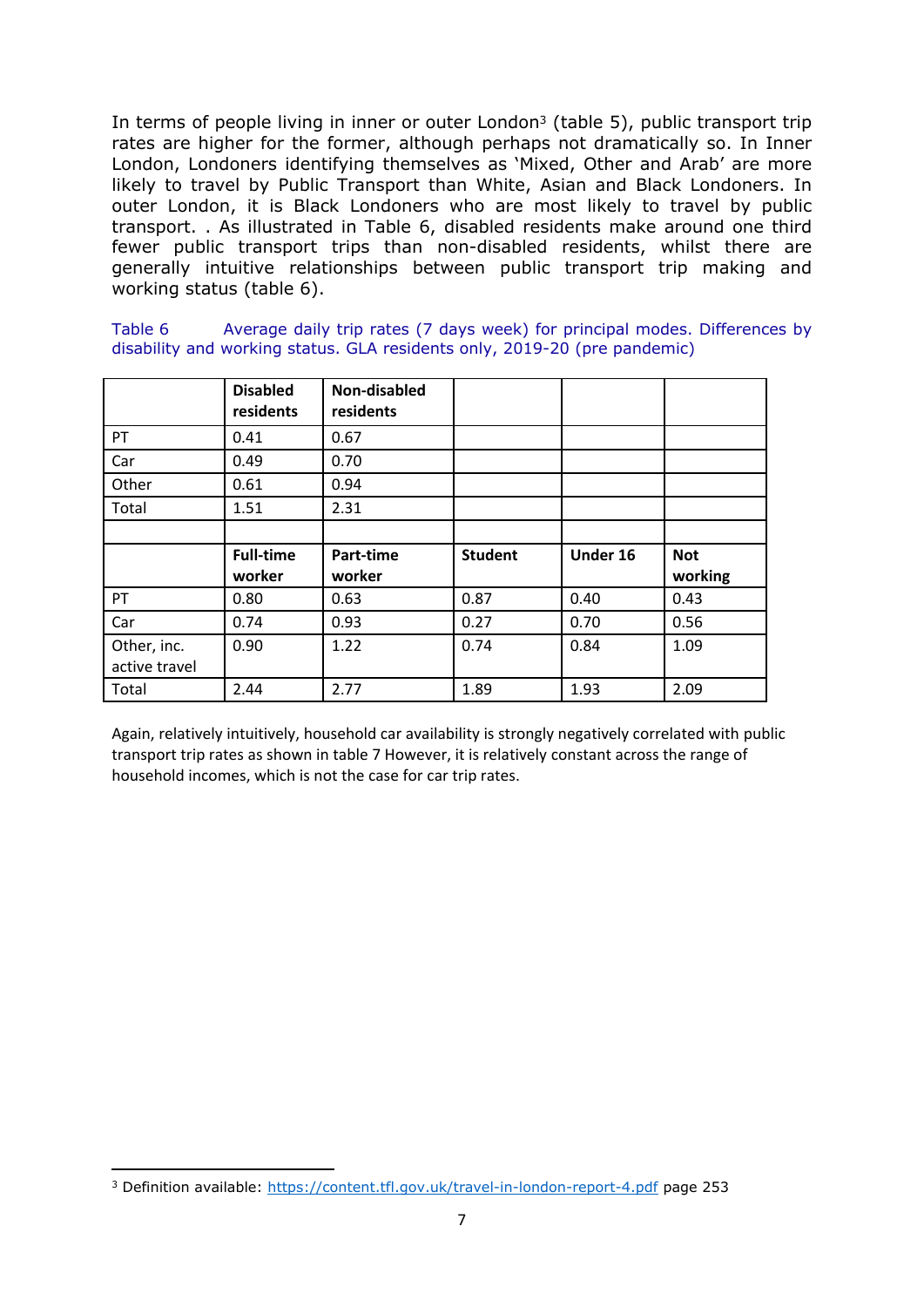In terms of people living in inner or outer London[3] (table 5), public transport trip rates are higher for the former, although perhaps not dramatically so. In Inner London, Londoners identifying themselves as 'Mixed, Other and Arab' are more likely to travel by Public Transport than White, Asian and Black Londoners. In outer London, it is Black Londoners who are most likely to travel by public transport. . As illustrated in Table 6, disabled residents make around one third fewer public transport trips than non-disabled residents, whilst there are generally intuitive relationships between public transport trip making and working status (table 6).

Table 6 Average daily trip rates (7 days week) for principal modes. Differences by disability and working status. GLA residents only, 2019-20 (pre pandemic)

| | **Disabled residents** | **Non-disabled residents** | | | |
|---|---|---|---|---|---|
| PT | 0.41 | 0.67 | | | |
| Car | 0.49 | 0.70 | | | |
| Other | 0.61 | 0.94 | | | |
| Total | 1.51 | 2.31 | | | |
| | | | | | |
| | **Full-time worker** | **Part-time worker** | **Student** | **Under 16** | **Not working** |
| PT | 0.80 | 0.63 | 0.87 | 0.40 | 0.43 |
| Car | 0.74 | 0.93 | 0.27 | 0.70 | 0.56 |
| Other, inc. active travel | 0.90 | 1.22 | 0.74 | 0.84 | 1.09 |
| Total | 2.44 | 2.77 | 1.89 | 1.93 | 2.09 |

Again, relatively intuitively, household car availability is strongly negatively correlated with public transport trip rates as shown in table 7 However, it is relatively constant across the range of household incomes, which is not the case for car trip rates.

[3] Definition available: https://content.tfl.gov.uk/travel-in-london-report-4.pdf page 253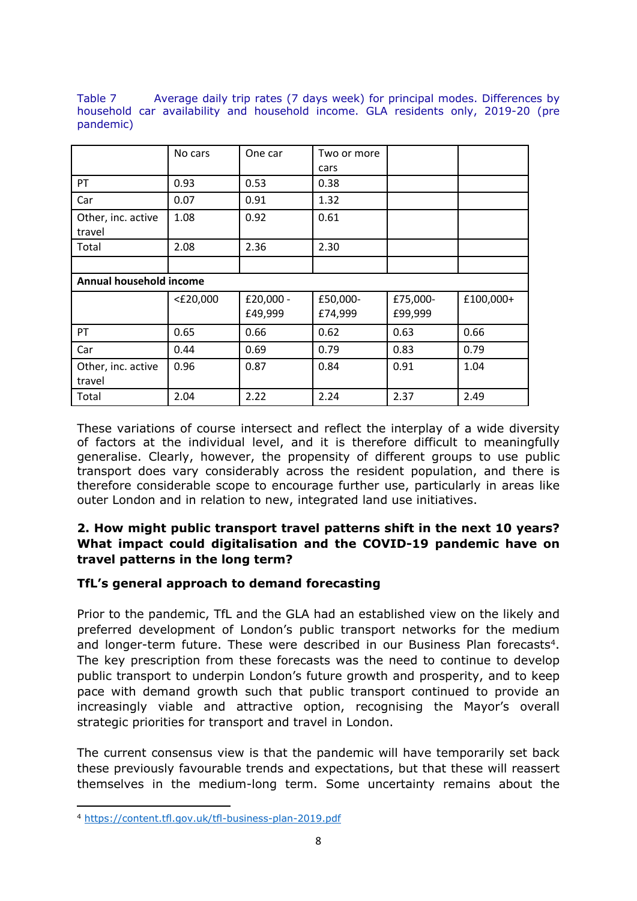Table 7 Average daily trip rates (7 days week) for principal modes. Differences by household car availability and household income. GLA residents only, 2019-20 (pre pandemic)

| | No cars | One car | Two or more cars | | |
|---|---|---|---|---|---|
| PT | 0.93 | 0.53 | 0.38 | | |
| Car | 0.07 | 0.91 | 1.32 | | |
| Other, inc. active travel | 1.08 | 0.92 | 0.61 | | |
| Total | 2.08 | 2.36 | 2.30 | | |
| | | | | | |
| **Annual household income** | | | | | |
| | <£20,000 | £20,000 - £49,999 | £50,000-£74,999 | £75,000-£99,999 | £100,000+ |
| PT | 0.65 | 0.66 | 0.62 | 0.63 | 0.66 |
| Car | 0.44 | 0.69 | 0.79 | 0.83 | 0.79 |
| Other, inc. active travel | 0.96 | 0.87 | 0.84 | 0.91 | 1.04 |
| Total | 2.04 | 2.22 | 2.24 | 2.37 | 2.49 |

These variations of course intersect and reflect the interplay of a wide diversity of factors at the individual level, and it is therefore difficult to meaningfully generalise. Clearly, however, the propensity of different groups to use public transport does vary considerably across the resident population, and there is therefore considerable scope to encourage further use, particularly in areas like outer London and in relation to new, integrated land use initiatives.

**2. How might public transport travel patterns shift in the next 10 years? What impact could digitalisation and the COVID-19 pandemic have on travel patterns in the long term?**

**TfL's general approach to demand forecasting**

Prior to the pandemic, TfL and the GLA had an established view on the likely and preferred development of London's public transport networks for the medium and longer-term future. These were described in our Business Plan forecasts[4]. The key prescription from these forecasts was the need to continue to develop public transport to underpin London's future growth and prosperity, and to keep pace with demand growth such that public transport continued to provide an increasingly viable and attractive option, recognising the Mayor's overall strategic priorities for transport and travel in London.

The current consensus view is that the pandemic will have temporarily set back these previously favourable trends and expectations, but that these will reassert themselves in the medium-long term. Some uncertainty remains about the

[4] https://content.tfl.gov.uk/tfl-business-plan-2019.pdf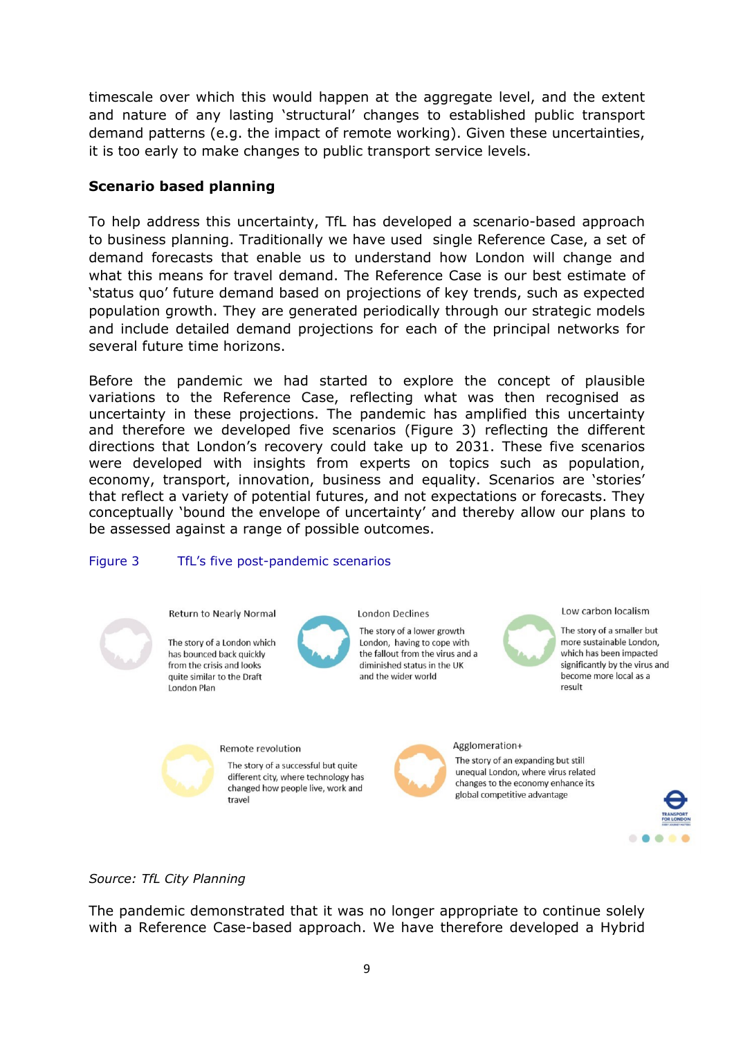timescale over which this would happen at the aggregate level, and the extent and nature of any lasting 'structural' changes to established public transport demand patterns (e.g. the impact of remote working). Given these uncertainties, it is too early to make changes to public transport service levels.

**Scenario based planning**

To help address this uncertainty, TfL has developed a scenario-based approach to business planning. Traditionally we have used single Reference Case, a set of demand forecasts that enable us to understand how London will change and what this means for travel demand. The Reference Case is our best estimate of 'status quo' future demand based on projections of key trends, such as expected population growth. They are generated periodically through our strategic models and include detailed demand projections for each of the principal networks for several future time horizons.

Before the pandemic we had started to explore the concept of plausible variations to the Reference Case, reflecting what was then recognised as uncertainty in these projections. The pandemic has amplified this uncertainty and therefore we developed five scenarios (Figure 3) reflecting the different directions that London's recovery could take up to 2031. These five scenarios were developed with insights from experts on topics such as population, economy, transport, innovation, business and equality. Scenarios are 'stories' that reflect a variety of potential futures, and not expectations or forecasts. They conceptually 'bound the envelope of uncertainty' and thereby allow our plans to be assessed against a range of possible outcomes.

Figure 3 TfL's five post-pandemic scenarios

Return to Nearly Normal

The story of a London which has bounced back quickly from the crisis and looks quite similar to the Draft London Plan

London Declines

The story of a lower growth London, having to cope with the fallout from the virus and a diminished status in the UK and the wider world

Low carbon localism

The story of a smaller but more sustainable London, which has been impacted significantly by the virus and become more local as a result

Remote revolution

The story of a successful but quite different city, where technology has changed how people live, work and travel

Agglomeration+

The story of an expanding but still unequal London, where virus related changes to the economy enhance its global competitive advantage

*Source: TfL City Planning*

The pandemic demonstrated that it was no longer appropriate to continue solely with a Reference Case-based approach. We have therefore developed a Hybrid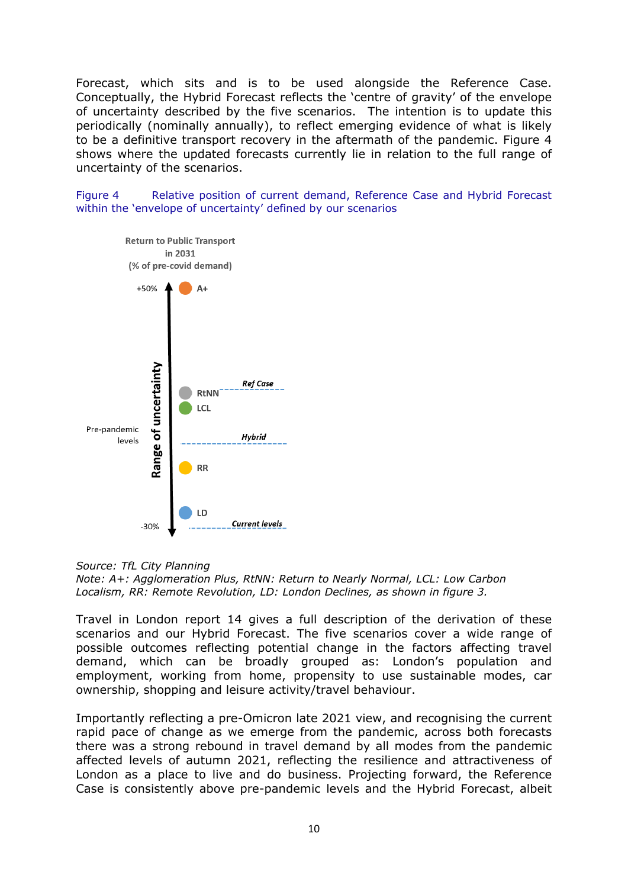Forecast, which sits and is to be used alongside the Reference Case. Conceptually, the Hybrid Forecast reflects the 'centre of gravity' of the envelope of uncertainty described by the five scenarios. The intention is to update this periodically (nominally annually), to reflect emerging evidence of what is likely to be a definitive transport recovery in the aftermath of the pandemic. Figure 4 shows where the updated forecasts currently lie in relation to the full range of uncertainty of the scenarios.

Figure 4 Relative position of current demand, Reference Case and Hybrid Forecast within the 'envelope of uncertainty' defined by our scenarios

Return to Public Transport in 2031 (% of pre-covid demand)

Range of uncertainty

+50% — A+

RtNN — Ref Case

LCL

Pre-pandemic levels — Hybrid

RR

LD

-30% — Current levels

*Source: TfL City Planning*
*Note: A+: Agglomeration Plus, RtNN: Return to Nearly Normal, LCL: Low Carbon Localism, RR: Remote Revolution, LD: London Declines, as shown in figure 3.*

Travel in London report 14 gives a full description of the derivation of these scenarios and our Hybrid Forecast. The five scenarios cover a wide range of possible outcomes reflecting potential change in the factors affecting travel demand, which can be broadly grouped as: London's population and employment, working from home, propensity to use sustainable modes, car ownership, shopping and leisure activity/travel behaviour.

Importantly reflecting a pre-Omicron late 2021 view, and recognising the current rapid pace of change as we emerge from the pandemic, across both forecasts there was a strong rebound in travel demand by all modes from the pandemic affected levels of autumn 2021, reflecting the resilience and attractiveness of London as a place to live and do business. Projecting forward, the Reference Case is consistently above pre-pandemic levels and the Hybrid Forecast, albeit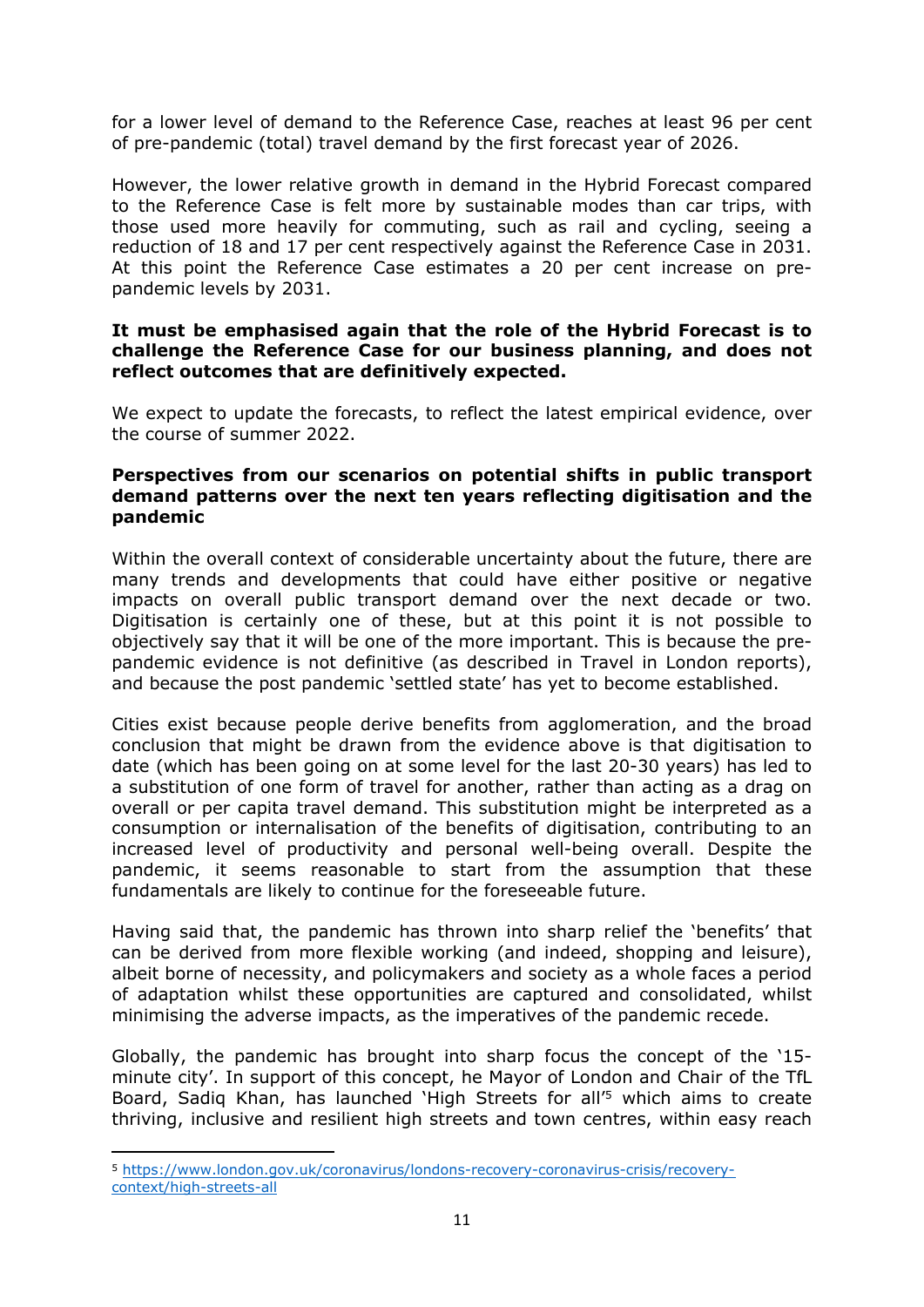for a lower level of demand to the Reference Case, reaches at least 96 per cent of pre-pandemic (total) travel demand by the first forecast year of 2026.

However, the lower relative growth in demand in the Hybrid Forecast compared to the Reference Case is felt more by sustainable modes than car trips, with those used more heavily for commuting, such as rail and cycling, seeing a reduction of 18 and 17 per cent respectively against the Reference Case in 2031. At this point the Reference Case estimates a 20 per cent increase on pre-pandemic levels by 2031.

**It must be emphasised again that the role of the Hybrid Forecast is to challenge the Reference Case for our business planning, and does not reflect outcomes that are definitively expected.**

We expect to update the forecasts, to reflect the latest empirical evidence, over the course of summer 2022.

**Perspectives from our scenarios on potential shifts in public transport demand patterns over the next ten years reflecting digitisation and the pandemic**

Within the overall context of considerable uncertainty about the future, there are many trends and developments that could have either positive or negative impacts on overall public transport demand over the next decade or two. Digitisation is certainly one of these, but at this point it is not possible to objectively say that it will be one of the more important. This is because the pre-pandemic evidence is not definitive (as described in Travel in London reports), and because the post pandemic 'settled state' has yet to become established.

Cities exist because people derive benefits from agglomeration, and the broad conclusion that might be drawn from the evidence above is that digitisation to date (which has been going on at some level for the last 20-30 years) has led to a substitution of one form of travel for another, rather than acting as a drag on overall or per capita travel demand. This substitution might be interpreted as a consumption or internalisation of the benefits of digitisation, contributing to an increased level of productivity and personal well-being overall. Despite the pandemic, it seems reasonable to start from the assumption that these fundamentals are likely to continue for the foreseeable future.

Having said that, the pandemic has thrown into sharp relief the 'benefits' that can be derived from more flexible working (and indeed, shopping and leisure), albeit borne of necessity, and policymakers and society as a whole faces a period of adaptation whilst these opportunities are captured and consolidated, whilst minimising the adverse impacts, as the imperatives of the pandemic recede.

Globally, the pandemic has brought into sharp focus the concept of the '15-minute city'. In support of this concept, he Mayor of London and Chair of the TfL Board, Sadiq Khan, has launched 'High Streets for all'[5] which aims to create thriving, inclusive and resilient high streets and town centres, within easy reach

---

[5] https://www.london.gov.uk/coronavirus/londons-recovery-coronavirus-crisis/recovery-context/high-streets-all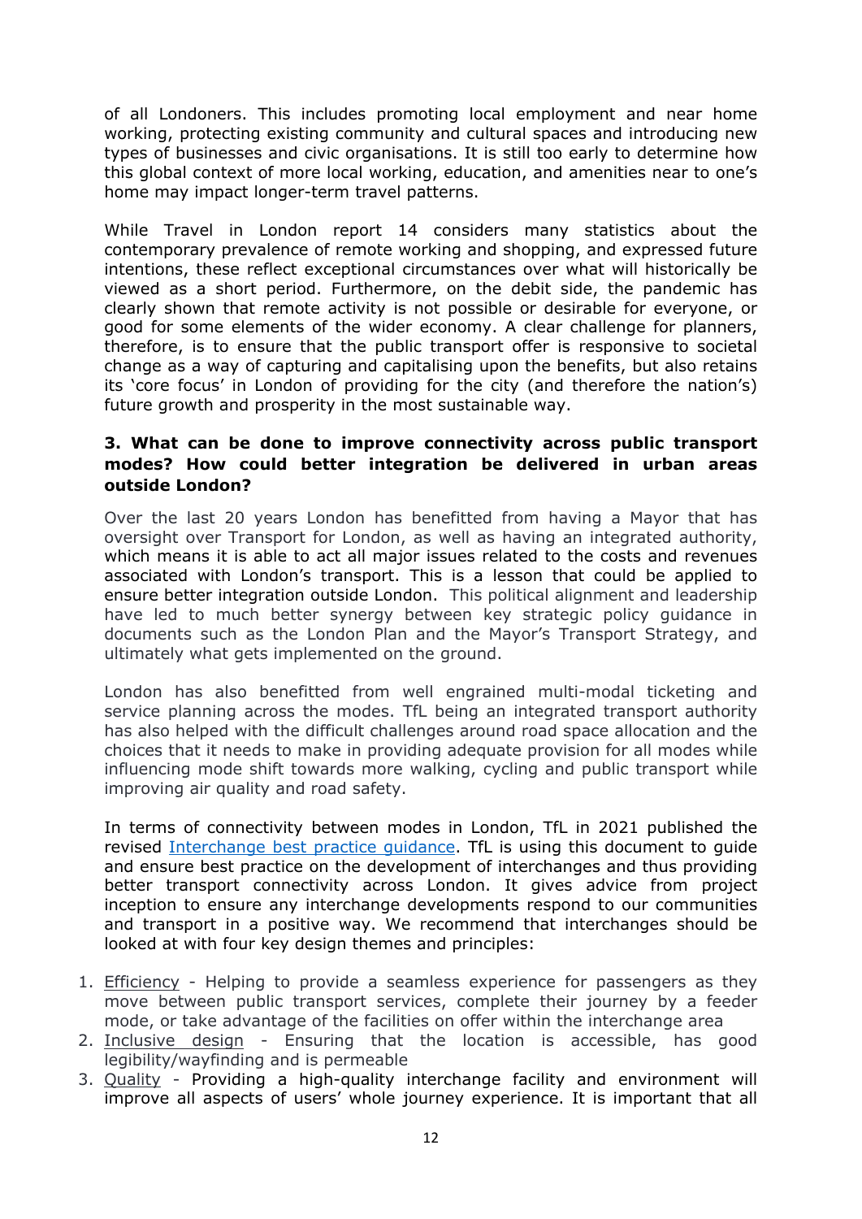of all Londoners. This includes promoting local employment and near home working, protecting existing community and cultural spaces and introducing new types of businesses and civic organisations. It is still too early to determine how this global context of more local working, education, and amenities near to one's home may impact longer-term travel patterns.

While Travel in London report 14 considers many statistics about the contemporary prevalence of remote working and shopping, and expressed future intentions, these reflect exceptional circumstances over what will historically be viewed as a short period. Furthermore, on the debit side, the pandemic has clearly shown that remote activity is not possible or desirable for everyone, or good for some elements of the wider economy. A clear challenge for planners, therefore, is to ensure that the public transport offer is responsive to societal change as a way of capturing and capitalising upon the benefits, but also retains its 'core focus' in London of providing for the city (and therefore the nation's) future growth and prosperity in the most sustainable way.

### 3. What can be done to improve connectivity across public transport modes? How could better integration be delivered in urban areas outside London?

Over the last 20 years London has benefitted from having a Mayor that has oversight over Transport for London, as well as having an integrated authority, which means it is able to act all major issues related to the costs and revenues associated with London's transport. This is a lesson that could be applied to ensure better integration outside London. This political alignment and leadership have led to much better synergy between key strategic policy guidance in documents such as the London Plan and the Mayor's Transport Strategy, and ultimately what gets implemented on the ground.

London has also benefitted from well engrained multi-modal ticketing and service planning across the modes. TfL being an integrated transport authority has also helped with the difficult challenges around road space allocation and the choices that it needs to make in providing adequate provision for all modes while influencing mode shift towards more walking, cycling and public transport while improving air quality and road safety.

In terms of connectivity between modes in London, TfL in 2021 published the revised Interchange best practice guidance. TfL is using this document to guide and ensure best practice on the development of interchanges and thus providing better transport connectivity across London. It gives advice from project inception to ensure any interchange developments respond to our communities and transport in a positive way. We recommend that interchanges should be looked at with four key design themes and principles:

1. Efficiency - Helping to provide a seamless experience for passengers as they move between public transport services, complete their journey by a feeder mode, or take advantage of the facilities on offer within the interchange area
2. Inclusive design - Ensuring that the location is accessible, has good legibility/wayfinding and is permeable
3. Quality - Providing a high-quality interchange facility and environment will improve all aspects of users' whole journey experience. It is important that all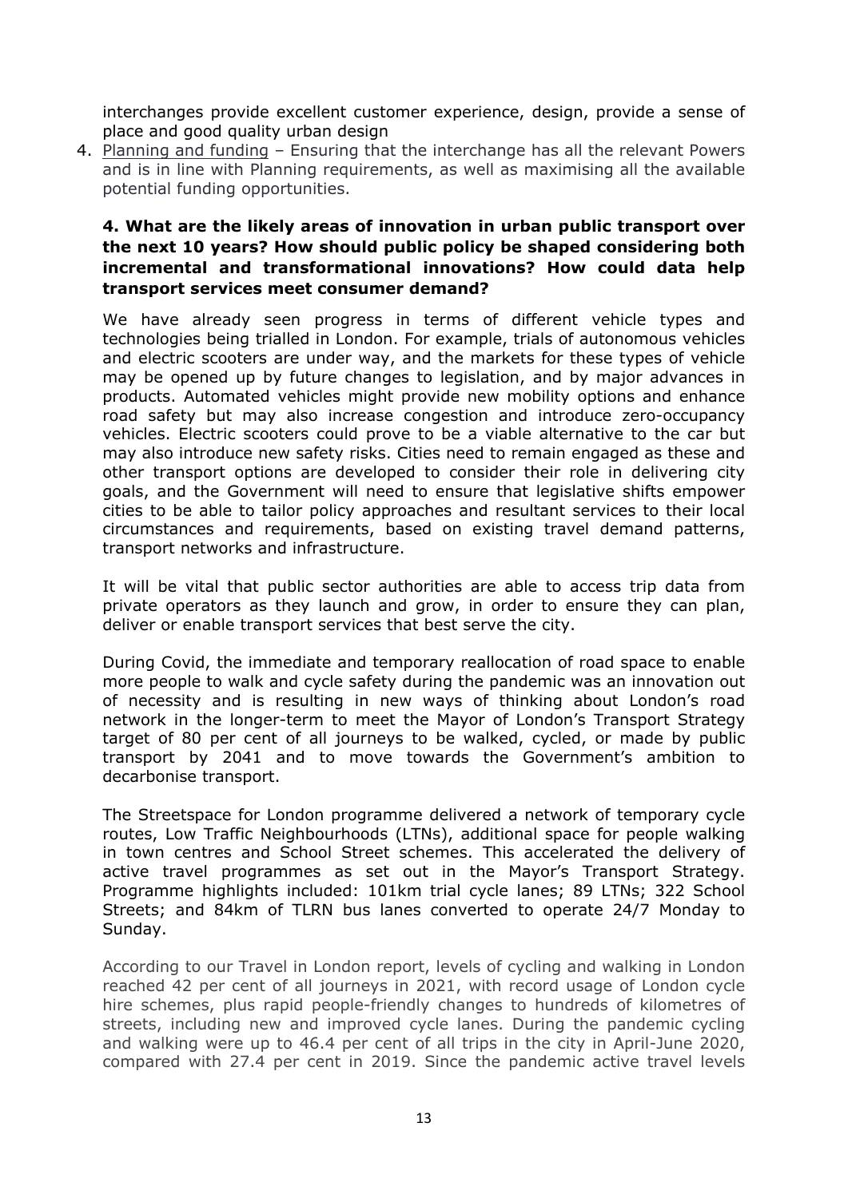interchanges provide excellent customer experience, design, provide a sense of place and good quality urban design

4. Planning and funding – Ensuring that the interchange has all the relevant Powers and is in line with Planning requirements, as well as maximising all the available potential funding opportunities.

**4. What are the likely areas of innovation in urban public transport over the next 10 years? How should public policy be shaped considering both incremental and transformational innovations? How could data help transport services meet consumer demand?**

We have already seen progress in terms of different vehicle types and technologies being trialled in London. For example, trials of autonomous vehicles and electric scooters are under way, and the markets for these types of vehicle may be opened up by future changes to legislation, and by major advances in products. Automated vehicles might provide new mobility options and enhance road safety but may also increase congestion and introduce zero-occupancy vehicles. Electric scooters could prove to be a viable alternative to the car but may also introduce new safety risks. Cities need to remain engaged as these and other transport options are developed to consider their role in delivering city goals, and the Government will need to ensure that legislative shifts empower cities to be able to tailor policy approaches and resultant services to their local circumstances and requirements, based on existing travel demand patterns, transport networks and infrastructure.

It will be vital that public sector authorities are able to access trip data from private operators as they launch and grow, in order to ensure they can plan, deliver or enable transport services that best serve the city.

During Covid, the immediate and temporary reallocation of road space to enable more people to walk and cycle safety during the pandemic was an innovation out of necessity and is resulting in new ways of thinking about London's road network in the longer-term to meet the Mayor of London's Transport Strategy target of 80 per cent of all journeys to be walked, cycled, or made by public transport by 2041 and to move towards the Government's ambition to decarbonise transport.

The Streetspace for London programme delivered a network of temporary cycle routes, Low Traffic Neighbourhoods (LTNs), additional space for people walking in town centres and School Street schemes. This accelerated the delivery of active travel programmes as set out in the Mayor's Transport Strategy. Programme highlights included: 101km trial cycle lanes; 89 LTNs; 322 School Streets; and 84km of TLRN bus lanes converted to operate 24/7 Monday to Sunday.

According to our Travel in London report, levels of cycling and walking in London reached 42 per cent of all journeys in 2021, with record usage of London cycle hire schemes, plus rapid people-friendly changes to hundreds of kilometres of streets, including new and improved cycle lanes. During the pandemic cycling and walking were up to 46.4 per cent of all trips in the city in April-June 2020, compared with 27.4 per cent in 2019. Since the pandemic active travel levels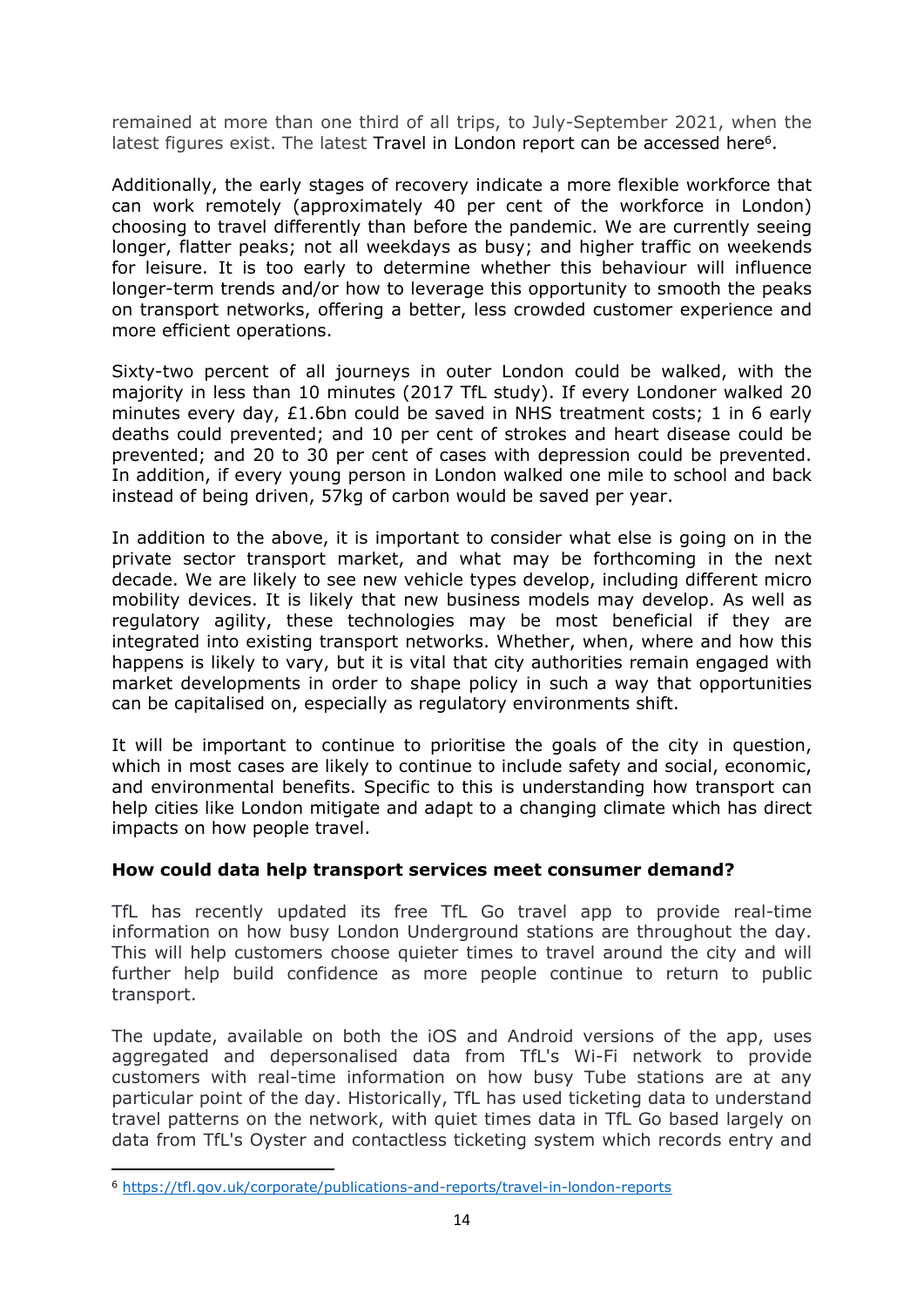remained at more than one third of all trips, to July-September 2021, when the latest figures exist. The latest Travel in London report can be accessed here[6].

Additionally, the early stages of recovery indicate a more flexible workforce that can work remotely (approximately 40 per cent of the workforce in London) choosing to travel differently than before the pandemic. We are currently seeing longer, flatter peaks; not all weekdays as busy; and higher traffic on weekends for leisure. It is too early to determine whether this behaviour will influence longer-term trends and/or how to leverage this opportunity to smooth the peaks on transport networks, offering a better, less crowded customer experience and more efficient operations.

Sixty-two percent of all journeys in outer London could be walked, with the majority in less than 10 minutes (2017 TfL study). If every Londoner walked 20 minutes every day, £1.6bn could be saved in NHS treatment costs; 1 in 6 early deaths could prevented; and 10 per cent of strokes and heart disease could be prevented; and 20 to 30 per cent of cases with depression could be prevented. In addition, if every young person in London walked one mile to school and back instead of being driven, 57kg of carbon would be saved per year.

In addition to the above, it is important to consider what else is going on in the private sector transport market, and what may be forthcoming in the next decade. We are likely to see new vehicle types develop, including different micro mobility devices. It is likely that new business models may develop. As well as regulatory agility, these technologies may be most beneficial if they are integrated into existing transport networks. Whether, when, where and how this happens is likely to vary, but it is vital that city authorities remain engaged with market developments in order to shape policy in such a way that opportunities can be capitalised on, especially as regulatory environments shift.

It will be important to continue to prioritise the goals of the city in question, which in most cases are likely to continue to include safety and social, economic, and environmental benefits. Specific to this is understanding how transport can help cities like London mitigate and adapt to a changing climate which has direct impacts on how people travel.

**How could data help transport services meet consumer demand?**

TfL has recently updated its free TfL Go travel app to provide real-time information on how busy London Underground stations are throughout the day. This will help customers choose quieter times to travel around the city and will further help build confidence as more people continue to return to public transport.

The update, available on both the iOS and Android versions of the app, uses aggregated and depersonalised data from TfL's Wi-Fi network to provide customers with real-time information on how busy Tube stations are at any particular point of the day. Historically, TfL has used ticketing data to understand travel patterns on the network, with quiet times data in TfL Go based largely on data from TfL's Oyster and contactless ticketing system which records entry and

[6] https://tfl.gov.uk/corporate/publications-and-reports/travel-in-london-reports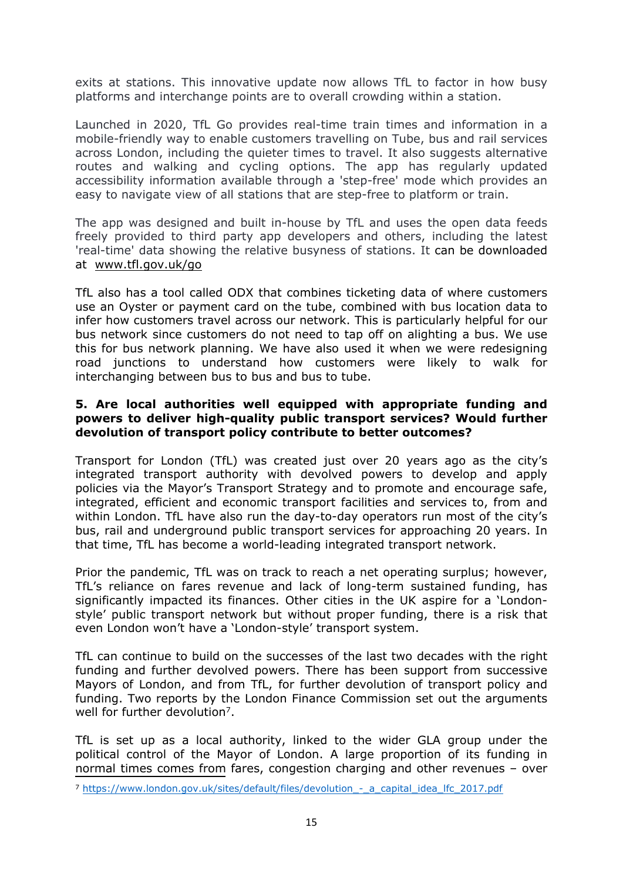exits at stations. This innovative update now allows TfL to factor in how busy platforms and interchange points are to overall crowding within a station.

Launched in 2020, TfL Go provides real-time train times and information in a mobile-friendly way to enable customers travelling on Tube, bus and rail services across London, including the quieter times to travel. It also suggests alternative routes and walking and cycling options. The app has regularly updated accessibility information available through a 'step-free' mode which provides an easy to navigate view of all stations that are step-free to platform or train.

The app was designed and built in-house by TfL and uses the open data feeds freely provided to third party app developers and others, including the latest 'real-time' data showing the relative busyness of stations. It can be downloaded at www.tfl.gov.uk/go

TfL also has a tool called ODX that combines ticketing data of where customers use an Oyster or payment card on the tube, combined with bus location data to infer how customers travel across our network. This is particularly helpful for our bus network since customers do not need to tap off on alighting a bus. We use this for bus network planning. We have also used it when we were redesigning road junctions to understand how customers were likely to walk for interchanging between bus to bus and bus to tube.

**5. Are local authorities well equipped with appropriate funding and powers to deliver high-quality public transport services? Would further devolution of transport policy contribute to better outcomes?**

Transport for London (TfL) was created just over 20 years ago as the city's integrated transport authority with devolved powers to develop and apply policies via the Mayor's Transport Strategy and to promote and encourage safe, integrated, efficient and economic transport facilities and services to, from and within London. TfL have also run the day-to-day operators run most of the city's bus, rail and underground public transport services for approaching 20 years. In that time, TfL has become a world-leading integrated transport network.

Prior the pandemic, TfL was on track to reach a net operating surplus; however, TfL's reliance on fares revenue and lack of long-term sustained funding, has significantly impacted its finances. Other cities in the UK aspire for a 'London-style' public transport network but without proper funding, there is a risk that even London won't have a 'London-style' transport system.

TfL can continue to build on the successes of the last two decades with the right funding and further devolved powers. There has been support from successive Mayors of London, and from TfL, for further devolution of transport policy and funding. Two reports by the London Finance Commission set out the arguments well for further devolution[7].

TfL is set up as a local authority, linked to the wider GLA group under the political control of the Mayor of London. A large proportion of its funding in normal times comes from fares, congestion charging and other revenues – over

[7] https://www.london.gov.uk/sites/default/files/devolution_-_a_capital_idea_lfc_2017.pdf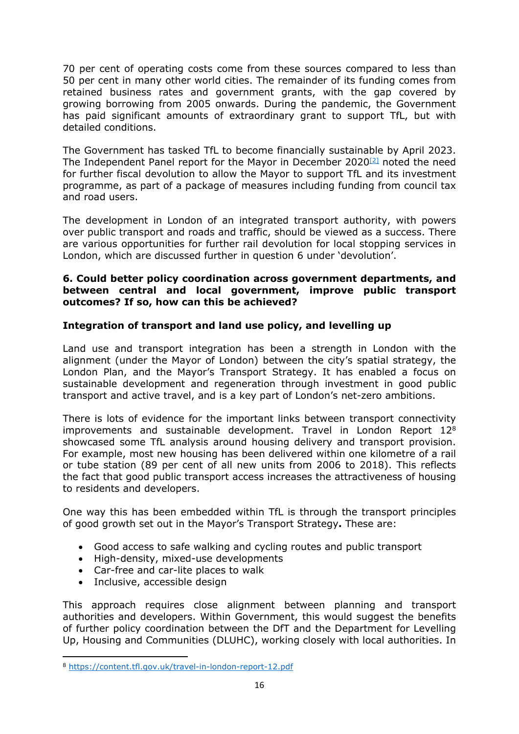70 per cent of operating costs come from these sources compared to less than 50 per cent in many other world cities. The remainder of its funding comes from retained business rates and government grants, with the gap covered by growing borrowing from 2005 onwards. During the pandemic, the Government has paid significant amounts of extraordinary grant to support TfL, but with detailed conditions.

The Government has tasked TfL to become financially sustainable by April 2023. The Independent Panel report for the Mayor in December 2020[2] noted the need for further fiscal devolution to allow the Mayor to support TfL and its investment programme, as part of a package of measures including funding from council tax and road users.

The development in London of an integrated transport authority, with powers over public transport and roads and traffic, should be viewed as a success. There are various opportunities for further rail devolution for local stopping services in London, which are discussed further in question 6 under 'devolution'.

**6. Could better policy coordination across government departments, and between central and local government, improve public transport outcomes? If so, how can this be achieved?**

**Integration of transport and land use policy, and levelling up**

Land use and transport integration has been a strength in London with the alignment (under the Mayor of London) between the city's spatial strategy, the London Plan, and the Mayor's Transport Strategy. It has enabled a focus on sustainable development and regeneration through investment in good public transport and active travel, and is a key part of London's net-zero ambitions.

There is lots of evidence for the important links between transport connectivity improvements and sustainable development. Travel in London Report 12[8] showcased some TfL analysis around housing delivery and transport provision. For example, most new housing has been delivered within one kilometre of a rail or tube station (89 per cent of all new units from 2006 to 2018). This reflects the fact that good public transport access increases the attractiveness of housing to residents and developers.

One way this has been embedded within TfL is through the transport principles of good growth set out in the Mayor's Transport Strategy**.** These are:

- Good access to safe walking and cycling routes and public transport
- High-density, mixed-use developments
- Car-free and car-lite places to walk
- Inclusive, accessible design

This approach requires close alignment between planning and transport authorities and developers. Within Government, this would suggest the benefits of further policy coordination between the DfT and the Department for Levelling Up, Housing and Communities (DLUHC), working closely with local authorities. In

[8] https://content.tfl.gov.uk/travel-in-london-report-12.pdf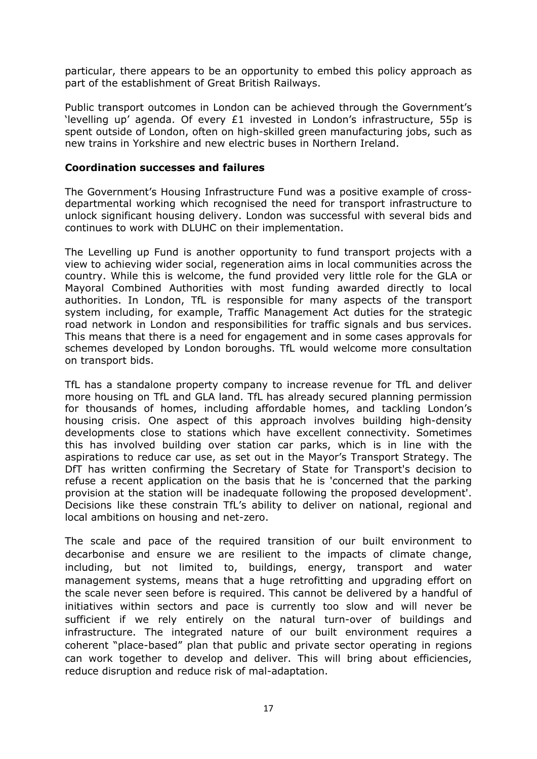particular, there appears to be an opportunity to embed this policy approach as part of the establishment of Great British Railways.

Public transport outcomes in London can be achieved through the Government's 'levelling up' agenda. Of every £1 invested in London's infrastructure, 55p is spent outside of London, often on high-skilled green manufacturing jobs, such as new trains in Yorkshire and new electric buses in Northern Ireland.

**Coordination successes and failures**

The Government's Housing Infrastructure Fund was a positive example of cross-departmental working which recognised the need for transport infrastructure to unlock significant housing delivery. London was successful with several bids and continues to work with DLUHC on their implementation.

The Levelling up Fund is another opportunity to fund transport projects with a view to achieving wider social, regeneration aims in local communities across the country. While this is welcome, the fund provided very little role for the GLA or Mayoral Combined Authorities with most funding awarded directly to local authorities. In London, TfL is responsible for many aspects of the transport system including, for example, Traffic Management Act duties for the strategic road network in London and responsibilities for traffic signals and bus services. This means that there is a need for engagement and in some cases approvals for schemes developed by London boroughs. TfL would welcome more consultation on transport bids.

TfL has a standalone property company to increase revenue for TfL and deliver more housing on TfL and GLA land. TfL has already secured planning permission for thousands of homes, including affordable homes, and tackling London's housing crisis. One aspect of this approach involves building high-density developments close to stations which have excellent connectivity. Sometimes this has involved building over station car parks, which is in line with the aspirations to reduce car use, as set out in the Mayor's Transport Strategy. The DfT has written confirming the Secretary of State for Transport's decision to refuse a recent application on the basis that he is 'concerned that the parking provision at the station will be inadequate following the proposed development'. Decisions like these constrain TfL's ability to deliver on national, regional and local ambitions on housing and net-zero.

The scale and pace of the required transition of our built environment to decarbonise and ensure we are resilient to the impacts of climate change, including, but not limited to, buildings, energy, transport and water management systems, means that a huge retrofitting and upgrading effort on the scale never seen before is required. This cannot be delivered by a handful of initiatives within sectors and pace is currently too slow and will never be sufficient if we rely entirely on the natural turn-over of buildings and infrastructure. The integrated nature of our built environment requires a coherent "place-based" plan that public and private sector operating in regions can work together to develop and deliver. This will bring about efficiencies, reduce disruption and reduce risk of mal-adaptation.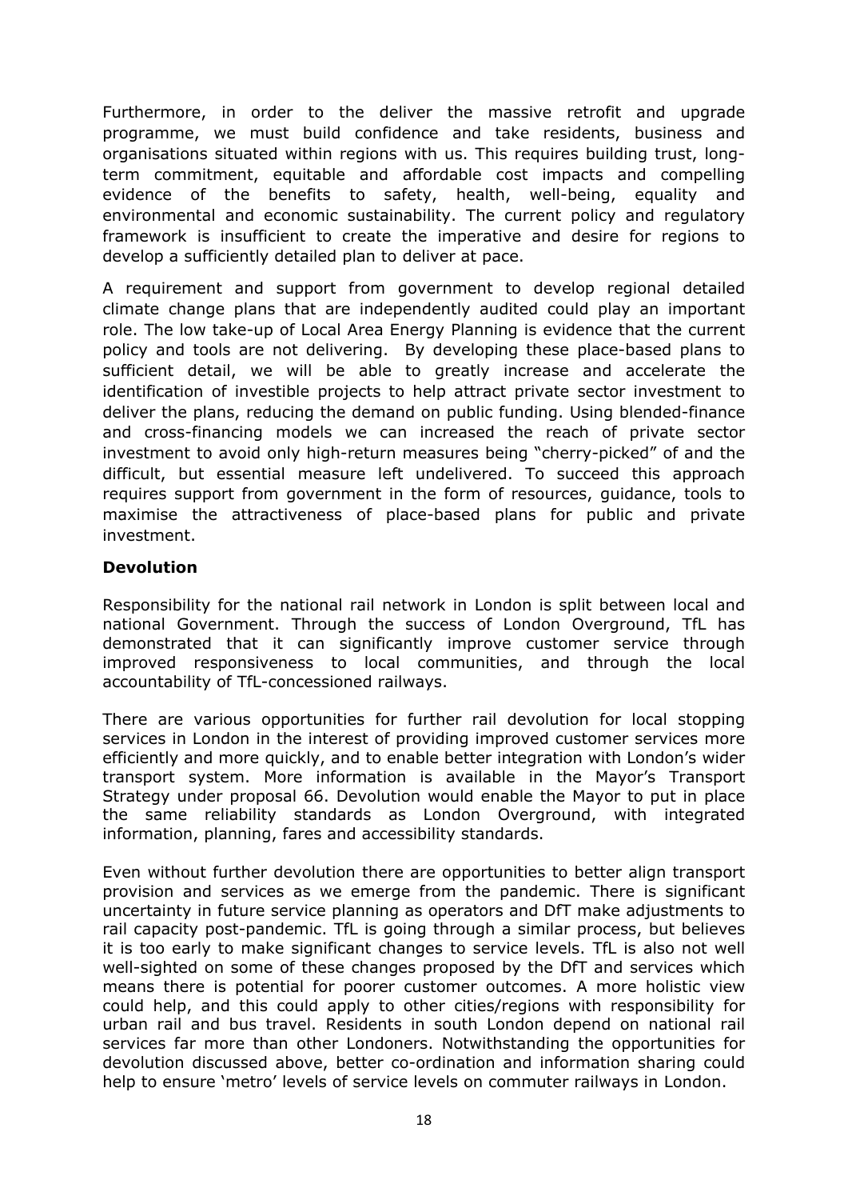Furthermore, in order to the deliver the massive retrofit and upgrade programme, we must build confidence and take residents, business and organisations situated within regions with us. This requires building trust, long-term commitment, equitable and affordable cost impacts and compelling evidence of the benefits to safety, health, well-being, equality and environmental and economic sustainability. The current policy and regulatory framework is insufficient to create the imperative and desire for regions to develop a sufficiently detailed plan to deliver at pace.

A requirement and support from government to develop regional detailed climate change plans that are independently audited could play an important role. The low take-up of Local Area Energy Planning is evidence that the current policy and tools are not delivering. By developing these place-based plans to sufficient detail, we will be able to greatly increase and accelerate the identification of investible projects to help attract private sector investment to deliver the plans, reducing the demand on public funding. Using blended-finance and cross-financing models we can increased the reach of private sector investment to avoid only high-return measures being "cherry-picked" of and the difficult, but essential measure left undelivered. To succeed this approach requires support from government in the form of resources, guidance, tools to maximise the attractiveness of place-based plans for public and private investment.

**Devolution**

Responsibility for the national rail network in London is split between local and national Government. Through the success of London Overground, TfL has demonstrated that it can significantly improve customer service through improved responsiveness to local communities, and through the local accountability of TfL-concessioned railways.

There are various opportunities for further rail devolution for local stopping services in London in the interest of providing improved customer services more efficiently and more quickly, and to enable better integration with London's wider transport system. More information is available in the Mayor's Transport Strategy under proposal 66. Devolution would enable the Mayor to put in place the same reliability standards as London Overground, with integrated information, planning, fares and accessibility standards.

Even without further devolution there are opportunities to better align transport provision and services as we emerge from the pandemic. There is significant uncertainty in future service planning as operators and DfT make adjustments to rail capacity post-pandemic. TfL is going through a similar process, but believes it is too early to make significant changes to service levels. TfL is also not well well-sighted on some of these changes proposed by the DfT and services which means there is potential for poorer customer outcomes. A more holistic view could help, and this could apply to other cities/regions with responsibility for urban rail and bus travel. Residents in south London depend on national rail services far more than other Londoners. Notwithstanding the opportunities for devolution discussed above, better co-ordination and information sharing could help to ensure 'metro' levels of service levels on commuter railways in London.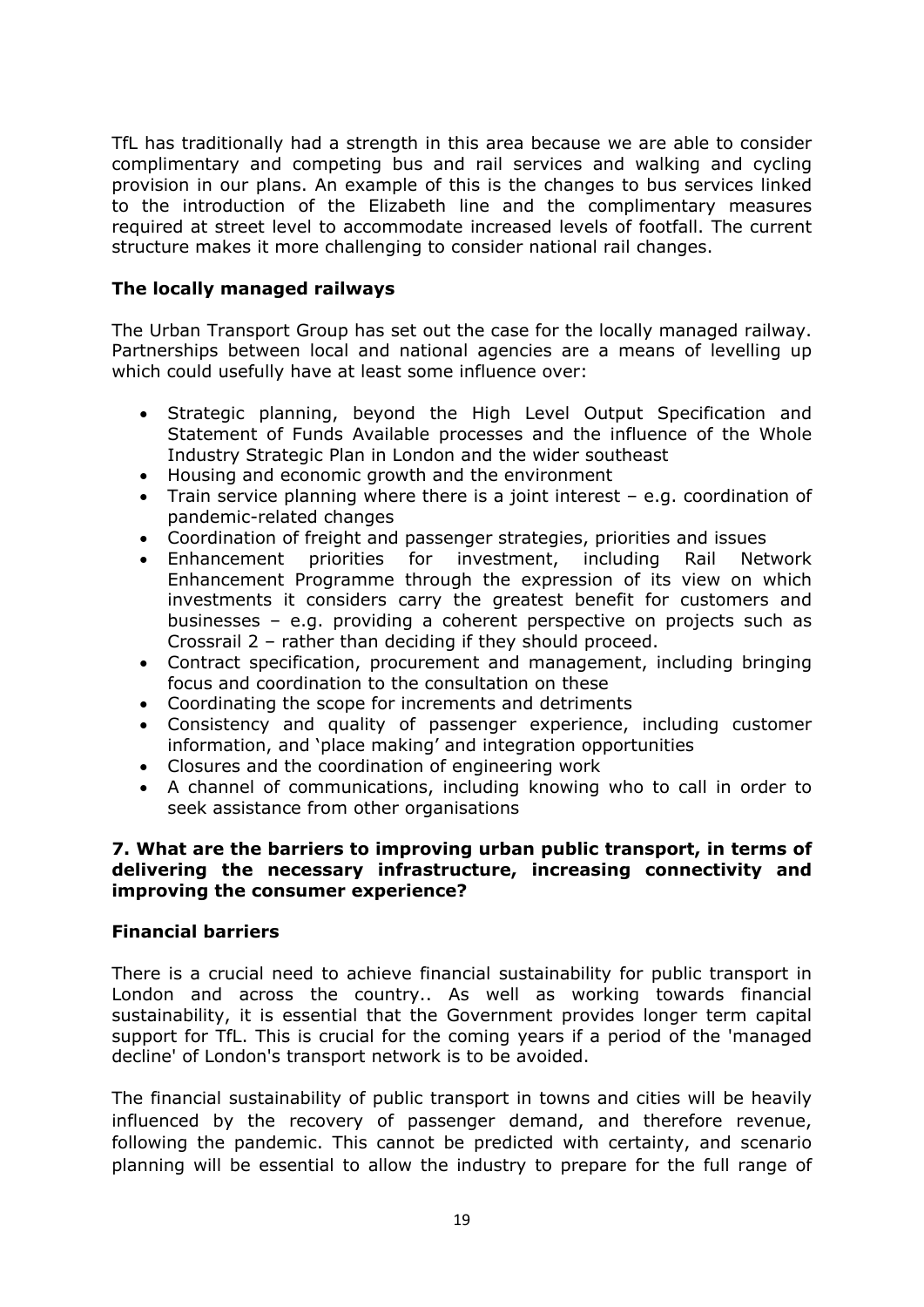TfL has traditionally had a strength in this area because we are able to consider complimentary and competing bus and rail services and walking and cycling provision in our plans. An example of this is the changes to bus services linked to the introduction of the Elizabeth line and the complimentary measures required at street level to accommodate increased levels of footfall. The current structure makes it more challenging to consider national rail changes.

**The locally managed railways**

The Urban Transport Group has set out the case for the locally managed railway. Partnerships between local and national agencies are a means of levelling up which could usefully have at least some influence over:

- Strategic planning, beyond the High Level Output Specification and Statement of Funds Available processes and the influence of the Whole Industry Strategic Plan in London and the wider southeast
- Housing and economic growth and the environment
- Train service planning where there is a joint interest – e.g. coordination of pandemic-related changes
- Coordination of freight and passenger strategies, priorities and issues
- Enhancement priorities for investment, including Rail Network Enhancement Programme through the expression of its view on which investments it considers carry the greatest benefit for customers and businesses – e.g. providing a coherent perspective on projects such as Crossrail 2 – rather than deciding if they should proceed.
- Contract specification, procurement and management, including bringing focus and coordination to the consultation on these
- Coordinating the scope for increments and detriments
- Consistency and quality of passenger experience, including customer information, and 'place making' and integration opportunities
- Closures and the coordination of engineering work
- A channel of communications, including knowing who to call in order to seek assistance from other organisations

**7. What are the barriers to improving urban public transport, in terms of delivering the necessary infrastructure, increasing connectivity and improving the consumer experience?**

**Financial barriers**

There is a crucial need to achieve financial sustainability for public transport in London and across the country.. As well as working towards financial sustainability, it is essential that the Government provides longer term capital support for TfL. This is crucial for the coming years if a period of the 'managed decline' of London's transport network is to be avoided.

The financial sustainability of public transport in towns and cities will be heavily influenced by the recovery of passenger demand, and therefore revenue, following the pandemic. This cannot be predicted with certainty, and scenario planning will be essential to allow the industry to prepare for the full range of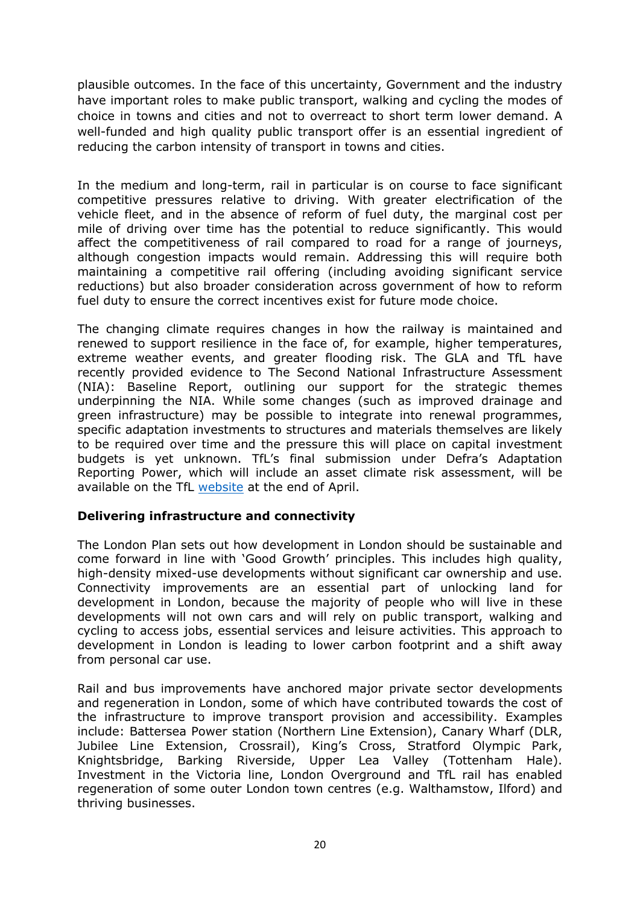plausible outcomes. In the face of this uncertainty, Government and the industry have important roles to make public transport, walking and cycling the modes of choice in towns and cities and not to overreact to short term lower demand. A well-funded and high quality public transport offer is an essential ingredient of reducing the carbon intensity of transport in towns and cities.

In the medium and long-term, rail in particular is on course to face significant competitive pressures relative to driving. With greater electrification of the vehicle fleet, and in the absence of reform of fuel duty, the marginal cost per mile of driving over time has the potential to reduce significantly. This would affect the competitiveness of rail compared to road for a range of journeys, although congestion impacts would remain. Addressing this will require both maintaining a competitive rail offering (including avoiding significant service reductions) but also broader consideration across government of how to reform fuel duty to ensure the correct incentives exist for future mode choice.

The changing climate requires changes in how the railway is maintained and renewed to support resilience in the face of, for example, higher temperatures, extreme weather events, and greater flooding risk. The GLA and TfL have recently provided evidence to The Second National Infrastructure Assessment (NIA): Baseline Report, outlining our support for the strategic themes underpinning the NIA. While some changes (such as improved drainage and green infrastructure) may be possible to integrate into renewal programmes, specific adaptation investments to structures and materials themselves are likely to be required over time and the pressure this will place on capital investment budgets is yet unknown. TfL's final submission under Defra's Adaptation Reporting Power, which will include an asset climate risk assessment, will be available on the TfL website at the end of April.

**Delivering infrastructure and connectivity**

The London Plan sets out how development in London should be sustainable and come forward in line with 'Good Growth' principles. This includes high quality, high-density mixed-use developments without significant car ownership and use. Connectivity improvements are an essential part of unlocking land for development in London, because the majority of people who will live in these developments will not own cars and will rely on public transport, walking and cycling to access jobs, essential services and leisure activities. This approach to development in London is leading to lower carbon footprint and a shift away from personal car use.

Rail and bus improvements have anchored major private sector developments and regeneration in London, some of which have contributed towards the cost of the infrastructure to improve transport provision and accessibility. Examples include: Battersea Power station (Northern Line Extension), Canary Wharf (DLR, Jubilee Line Extension, Crossrail), King's Cross, Stratford Olympic Park, Knightsbridge, Barking Riverside, Upper Lea Valley (Tottenham Hale). Investment in the Victoria line, London Overground and TfL rail has enabled regeneration of some outer London town centres (e.g. Walthamstow, Ilford) and thriving businesses.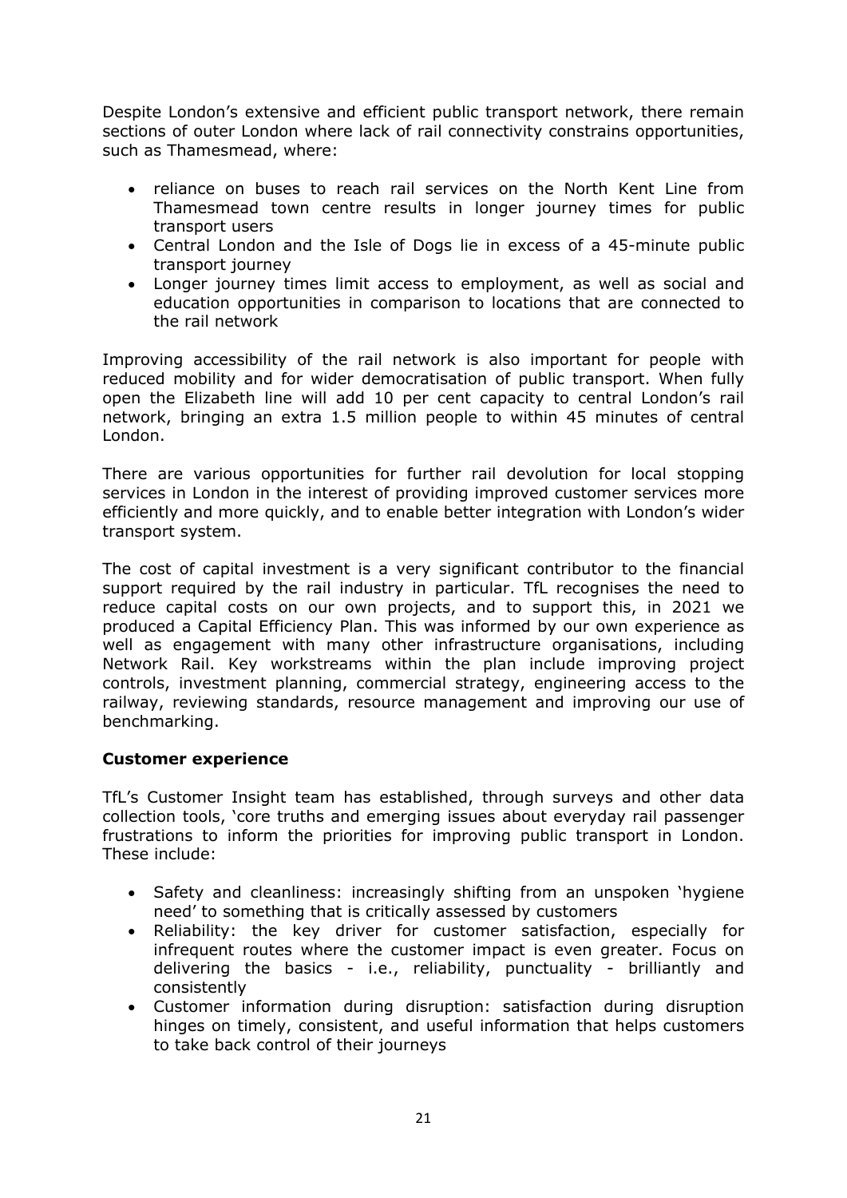Despite London's extensive and efficient public transport network, there remain sections of outer London where lack of rail connectivity constrains opportunities, such as Thamesmead, where:

- reliance on buses to reach rail services on the North Kent Line from Thamesmead town centre results in longer journey times for public transport users
- Central London and the Isle of Dogs lie in excess of a 45-minute public transport journey
- Longer journey times limit access to employment, as well as social and education opportunities in comparison to locations that are connected to the rail network

Improving accessibility of the rail network is also important for people with reduced mobility and for wider democratisation of public transport. When fully open the Elizabeth line will add 10 per cent capacity to central London's rail network, bringing an extra 1.5 million people to within 45 minutes of central London.

There are various opportunities for further rail devolution for local stopping services in London in the interest of providing improved customer services more efficiently and more quickly, and to enable better integration with London's wider transport system.

The cost of capital investment is a very significant contributor to the financial support required by the rail industry in particular. TfL recognises the need to reduce capital costs on our own projects, and to support this, in 2021 we produced a Capital Efficiency Plan. This was informed by our own experience as well as engagement with many other infrastructure organisations, including Network Rail. Key workstreams within the plan include improving project controls, investment planning, commercial strategy, engineering access to the railway, reviewing standards, resource management and improving our use of benchmarking.

**Customer experience**

TfL's Customer Insight team has established, through surveys and other data collection tools, 'core truths and emerging issues about everyday rail passenger frustrations to inform the priorities for improving public transport in London. These include:

- Safety and cleanliness: increasingly shifting from an unspoken 'hygiene need' to something that is critically assessed by customers
- Reliability: the key driver for customer satisfaction, especially for infrequent routes where the customer impact is even greater. Focus on delivering the basics - i.e., reliability, punctuality - brilliantly and consistently
- Customer information during disruption: satisfaction during disruption hinges on timely, consistent, and useful information that helps customers to take back control of their journeys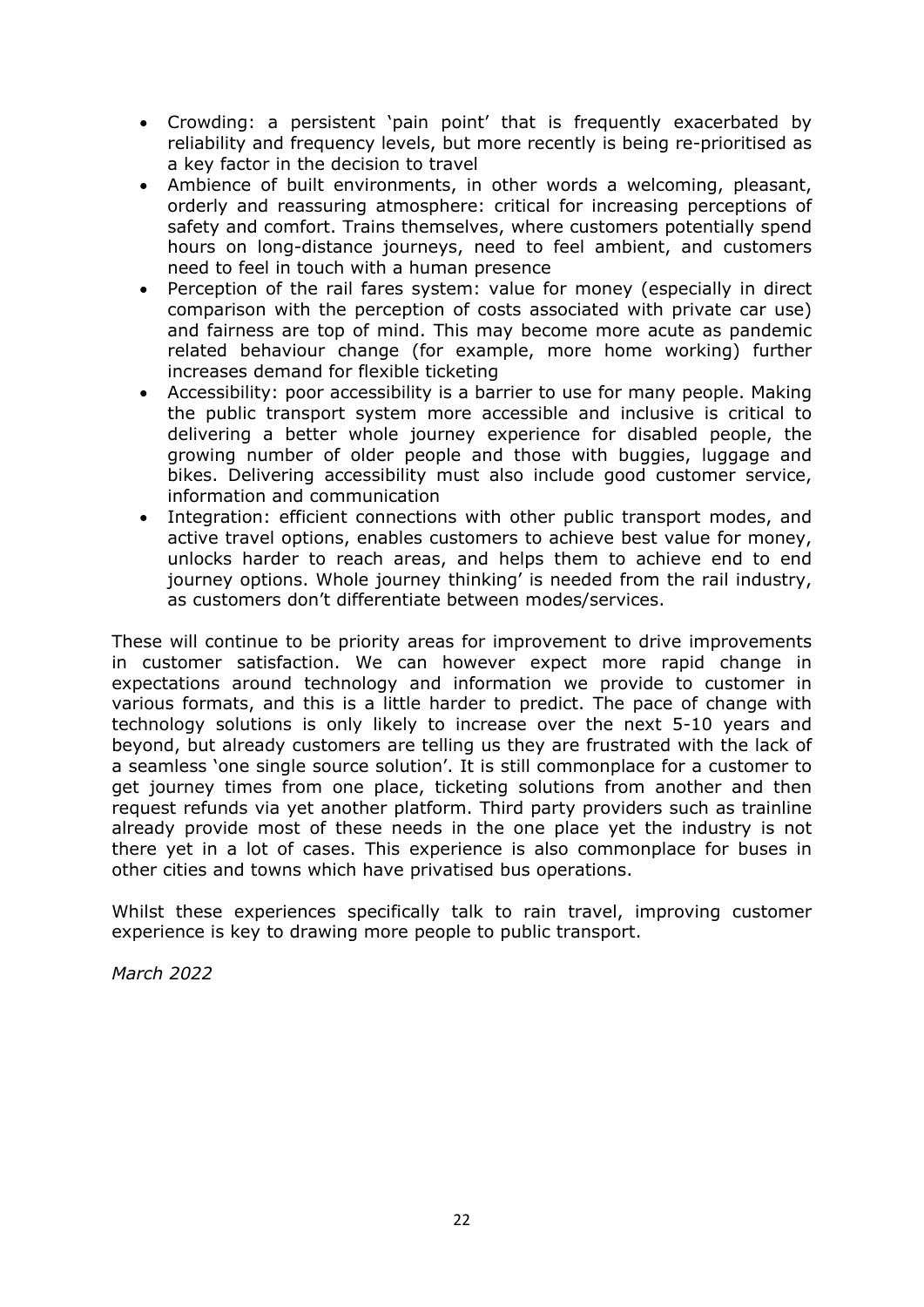- Crowding: a persistent 'pain point' that is frequently exacerbated by reliability and frequency levels, but more recently is being re-prioritised as a key factor in the decision to travel
- Ambience of built environments, in other words a welcoming, pleasant, orderly and reassuring atmosphere: critical for increasing perceptions of safety and comfort. Trains themselves, where customers potentially spend hours on long-distance journeys, need to feel ambient, and customers need to feel in touch with a human presence
- Perception of the rail fares system: value for money (especially in direct comparison with the perception of costs associated with private car use) and fairness are top of mind. This may become more acute as pandemic related behaviour change (for example, more home working) further increases demand for flexible ticketing
- Accessibility: poor accessibility is a barrier to use for many people. Making the public transport system more accessible and inclusive is critical to delivering a better whole journey experience for disabled people, the growing number of older people and those with buggies, luggage and bikes. Delivering accessibility must also include good customer service, information and communication
- Integration: efficient connections with other public transport modes, and active travel options, enables customers to achieve best value for money, unlocks harder to reach areas, and helps them to achieve end to end journey options. Whole journey thinking' is needed from the rail industry, as customers don't differentiate between modes/services.

These will continue to be priority areas for improvement to drive improvements in customer satisfaction. We can however expect more rapid change in expectations around technology and information we provide to customer in various formats, and this is a little harder to predict. The pace of change with technology solutions is only likely to increase over the next 5-10 years and beyond, but already customers are telling us they are frustrated with the lack of a seamless 'one single source solution'. It is still commonplace for a customer to get journey times from one place, ticketing solutions from another and then request refunds via yet another platform. Third party providers such as trainline already provide most of these needs in the one place yet the industry is not there yet in a lot of cases. This experience is also commonplace for buses in other cities and towns which have privatised bus operations.

Whilst these experiences specifically talk to rain travel, improving customer experience is key to drawing more people to public transport.

*March 2022*